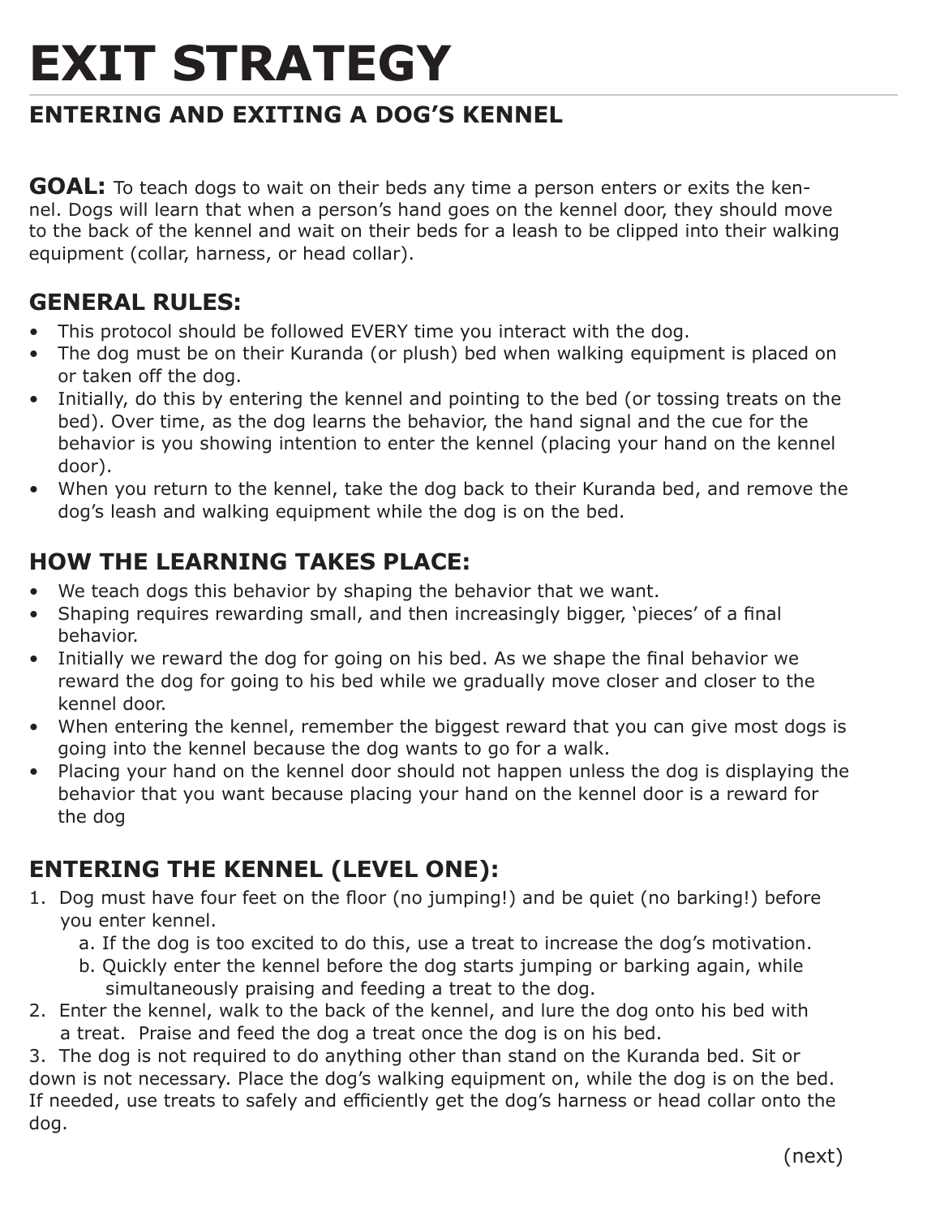# EXIT STRATEGY

## ENTERING AND EXITING A DOG'S KENNEL

**GOAL:** To teach dogs to wait on their beds any time a person enters or exits the kennel. Dogs will learn that when a person's hand goes on the kennel door, they should move to the back of the kennel and wait on their beds for a leash to be clipped into their walking equipment (collar, harness, or head collar).

### GENERAL RULES:

- This protocol should be followed EVERY time you interact with the dog.
- The dog must be on their Kuranda (or plush) bed when walking equipment is placed on or taken off the dog.
- Initially, do this by entering the kennel and pointing to the bed (or tossing treats on the bed). Over time, as the dog learns the behavior, the hand signal and the cue for the behavior is you showing intention to enter the kennel (placing your hand on the kennel door).
- When you return to the kennel, take the dog back to their Kuranda bed, and remove the dog's leash and walking equipment while the dog is on the bed.

### HOW THE LEARNING TAKES PLACE:

- We teach dogs this behavior by shaping the behavior that we want.
- Shaping requires rewarding small, and then increasingly bigger, 'pieces' of a final behavior.
- Initially we reward the dog for going on his bed. As we shape the final behavior we reward the dog for going to his bed while we gradually move closer and closer to the kennel door.
- When entering the kennel, remember the biggest reward that you can give most dogs is going into the kennel because the dog wants to go for a walk.
- Placing your hand on the kennel door should not happen unless the dog is displaying the behavior that you want because placing your hand on the kennel door is a reward for the dog

### ENTERING THE KENNEL (LEVEL ONE):

1. Dog must have four feet on the floor (no jumping!) and be quiet (no barking!) before you enter kennel.
   a. If the dog is too excited to do this, use a treat to increase the dog's motivation.
   b. Quickly enter the kennel before the dog starts jumping or barking again, while simultaneously praising and feeding a treat to the dog.
2. Enter the kennel, walk to the back of the kennel, and lure the dog onto his bed with a treat. Praise and feed the dog a treat once the dog is on his bed.
3. The dog is not required to do anything other than stand on the Kuranda bed. Sit or down is not necessary. Place the dog's walking equipment on, while the dog is on the bed. If needed, use treats to safely and efficiently get the dog's harness or head collar onto the dog.

(next)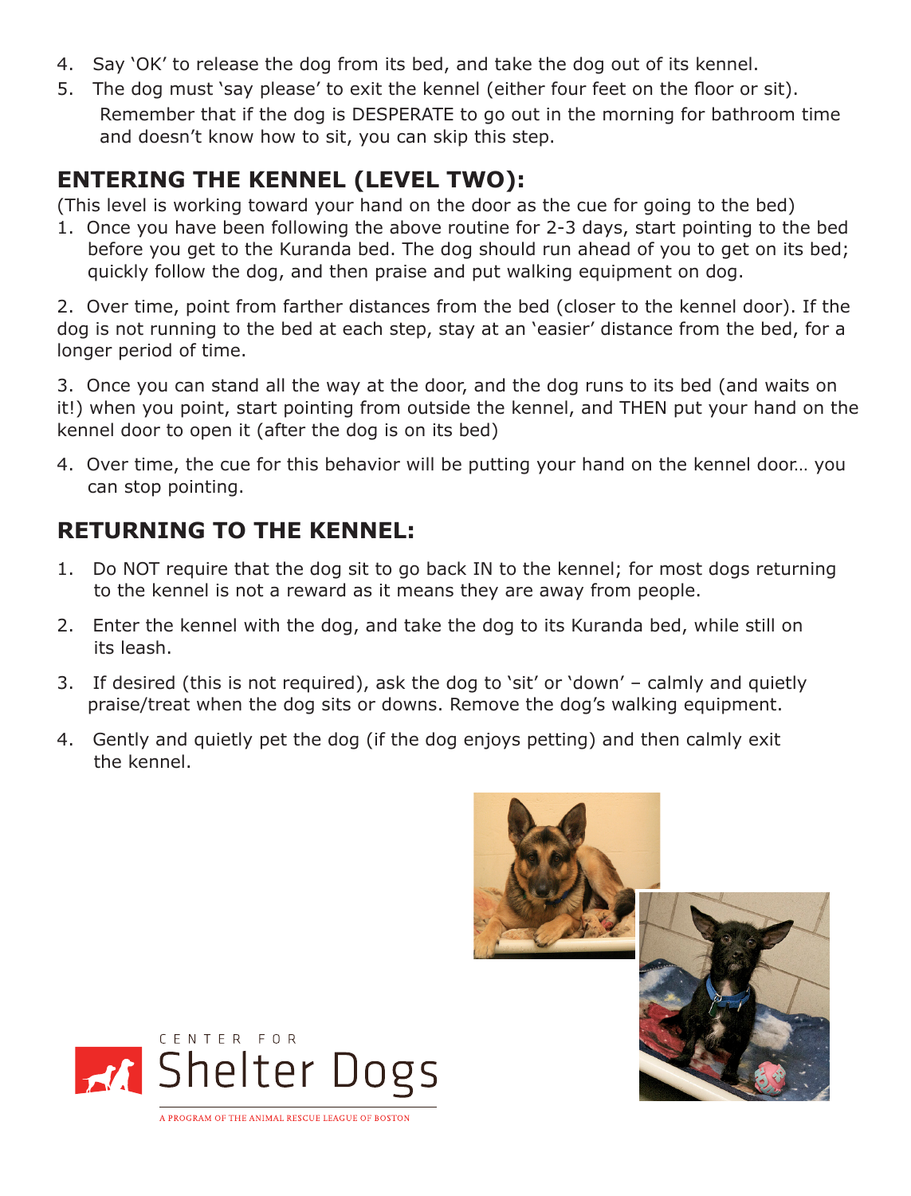4. Say 'OK' to release the dog from its bed, and take the dog out of its kennel.
5. The dog must 'say please' to exit the kennel (either four feet on the floor or sit). Remember that if the dog is DESPERATE to go out in the morning for bathroom time and doesn't know how to sit, you can skip this step.

## ENTERING THE KENNEL (LEVEL TWO):

(This level is working toward your hand on the door as the cue for going to the bed)

1. Once you have been following the above routine for 2-3 days, start pointing to the bed before you get to the Kuranda bed. The dog should run ahead of you to get on its bed; quickly follow the dog, and then praise and put walking equipment on dog.

2. Over time, point from farther distances from the bed (closer to the kennel door). If the dog is not running to the bed at each step, stay at an 'easier' distance from the bed, for a longer period of time.

3. Once you can stand all the way at the door, and the dog runs to its bed (and waits on it!) when you point, start pointing from outside the kennel, and THEN put your hand on the kennel door to open it (after the dog is on its bed)

4. Over time, the cue for this behavior will be putting your hand on the kennel door… you can stop pointing.

## RETURNING TO THE KENNEL:

1. Do NOT require that the dog sit to go back IN to the kennel; for most dogs returning to the kennel is not a reward as it means they are away from people.

2. Enter the kennel with the dog, and take the dog to its Kuranda bed, while still on its leash.

3. If desired (this is not required), ask the dog to 'sit' or 'down' – calmly and quietly praise/treat when the dog sits or downs. Remove the dog's walking equipment.

4. Gently and quietly pet the dog (if the dog enjoys petting) and then calmly exit the kennel.

CENTER FOR Shelter Dogs

A PROGRAM OF THE ANIMAL RESCUE LEAGUE OF BOSTON